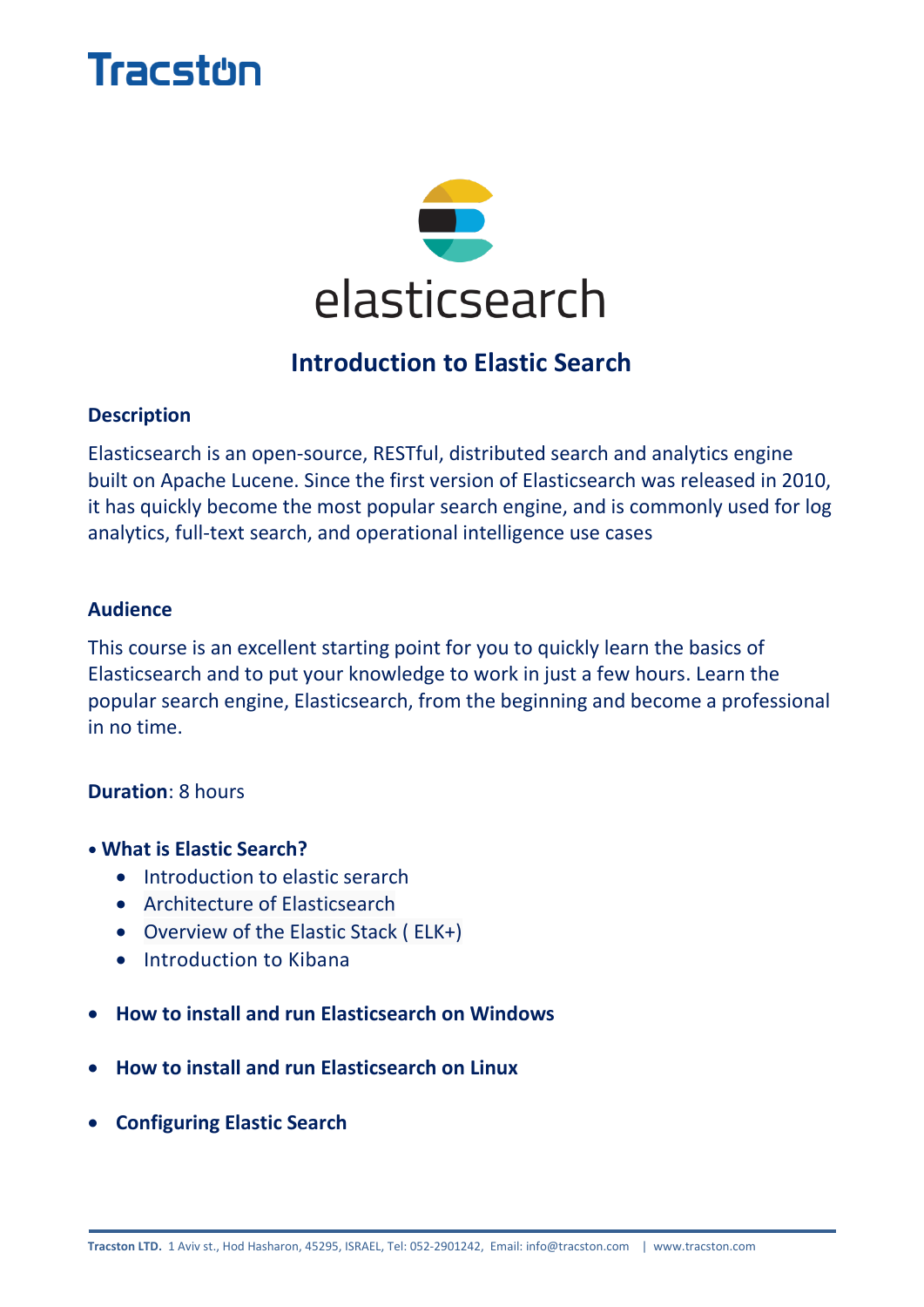# Introduction to Elastic Search

### Description

Elasticsearch is an open-source, RESTful, distributed search and analytics engine built on Apache Lucene. Since the first version of Elasticsearch was released in 2010, it has quickly become the most popular search engine, and is commonly used for log analytics, full-text search, and operational intelligence use cases

### Audience

This course is an excellent starting point for you to quickly learn the basics of Elasticsearch and to put your knowledge to work in just a few hours. Learn the popular search engine, Elasticsearch, from the beginning and become a professional in no time.

**Duration**: 8 hours

- **What is Elastic Search?**
  - Introduction to elastic serarch
  - Architecture of Elasticsearch
  - Overview of the Elastic Stack ( ELK+)
  - Introduction to Kibana

- **How to install and run Elasticsearch on Windows**

- **How to install and run Elasticsearch on Linux**

- **Configuring Elastic Search**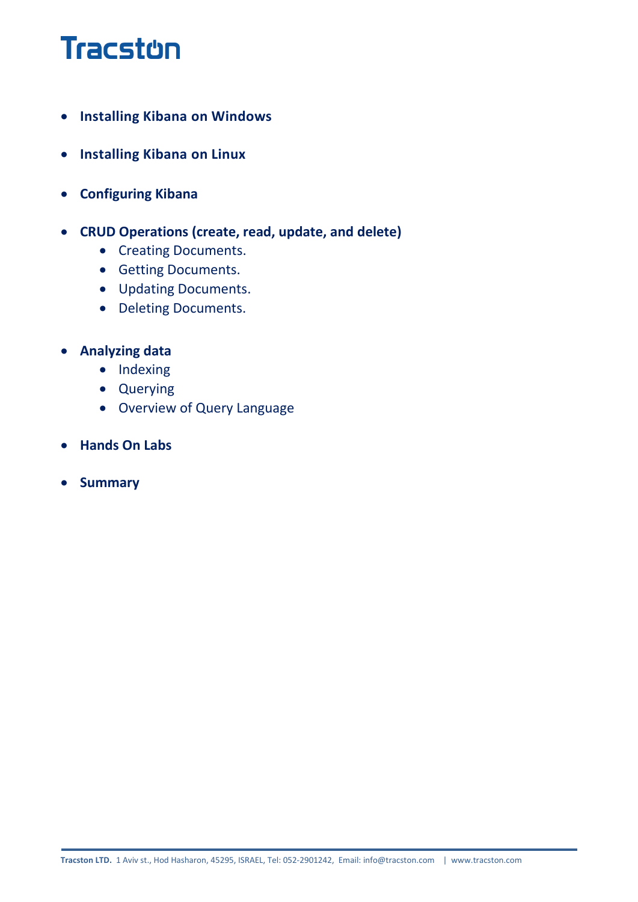- **Installing Kibana on Windows**
- **Installing Kibana on Linux**
- **Configuring Kibana**
- **CRUD Operations (create, read, update, and delete)**
  - Creating Documents.
  - Getting Documents.
  - Updating Documents.
  - Deleting Documents.
- **Analyzing data**
  - Indexing
  - Querying
  - Overview of Query Language
- **Hands On Labs**
- **Summary**